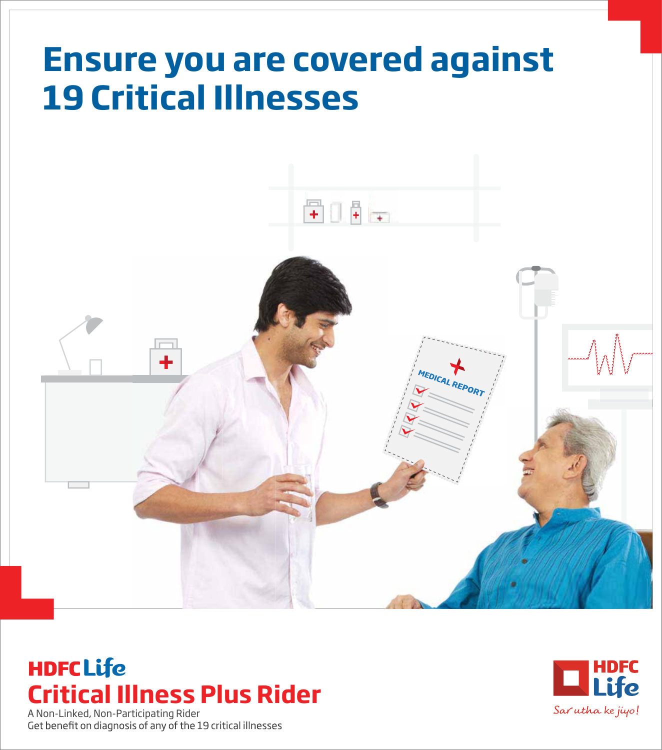# Ensure you are covered against 19 Critical Illnesses

HDFC Life

## Critical Illness Plus Rider

A Non-Linked, Non-Participating Rider

Get benefit on diagnosis of any of the 19 critical illnesses

HDFC Life

Sar utha ke jiyo!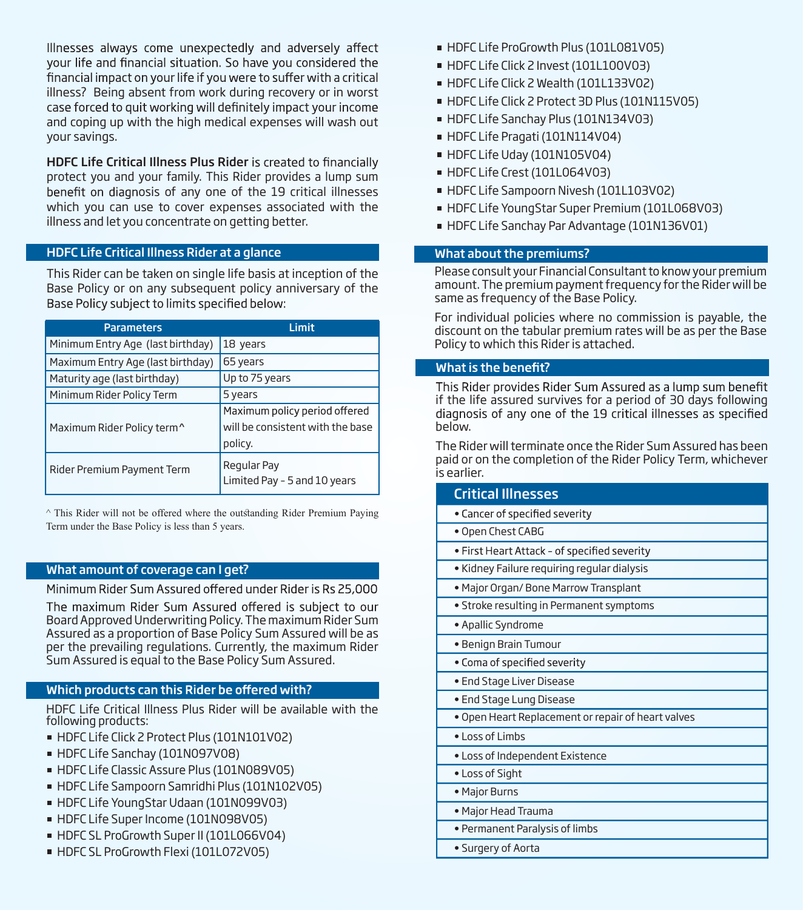Illnesses always come unexpectedly and adversely affect your life and financial situation. So have you considered the financial impact on your life if you were to suffer with a critical illness? Being absent from work during recovery or in worst case forced to quit working will definitely impact your income and coping up with the high medical expenses will wash out your savings.

**HDFC Life Critical Illness Plus Rider** is created to financially protect you and your family. This Rider provides a lump sum benefit on diagnosis of any one of the 19 critical illnesses which you can use to cover expenses associated with the illness and let you concentrate on getting better.

## HDFC Life Critical Illness Rider at a glance

This Rider can be taken on single life basis at inception of the Base Policy or on any subsequent policy anniversary of the Base Policy subject to limits specified below:

| Parameters | Limit |
|---|---|
| Minimum Entry Age (last birthday) | 18 years |
| Maximum Entry Age (last birthday) | 65 years |
| Maturity age (last birthday) | Up to 75 years |
| Minimum Rider Policy Term | 5 years |
| Maximum Rider Policy term^ | Maximum policy period offered will be consistent with the base policy. |
| Rider Premium Payment Term | Regular Pay<br>Limited Pay - 5 and 10 years |

^ This Rider will not be offered where the outstanding Rider Premium Paying Term under the Base Policy is less than 5 years.

## What amount of coverage can I get?

Minimum Rider Sum Assured offered under Rider is Rs 25,000

The maximum Rider Sum Assured offered is subject to our Board Approved Underwriting Policy. The maximum Rider Sum Assured as a proportion of Base Policy Sum Assured will be as per the prevailing regulations. Currently, the maximum Rider Sum Assured is equal to the Base Policy Sum Assured.

## Which products can this Rider be offered with?

HDFC Life Critical Illness Plus Rider will be available with the following products:

- HDFC Life Click 2 Protect Plus (101N101V02)
- HDFC Life Sanchay (101N097V08)
- HDFC Life Classic Assure Plus (101N089V05)
- HDFC Life Sampoorn Samridhi Plus (101N102V05)
- HDFC Life YoungStar Udaan (101N099V03)
- HDFC Life Super Income (101N098V05)
- HDFC SL ProGrowth Super II (101L066V04)
- HDFC SL ProGrowth Flexi (101L072V05)
- HDFC Life ProGrowth Plus (101L081V05)
- HDFC Life Click 2 Invest (101L100V03)
- HDFC Life Click 2 Wealth (101L133V02)
- HDFC Life Click 2 Protect 3D Plus (101N115V05)
- HDFC Life Sanchay Plus (101N134V03)
- HDFC Life Pragati (101N114V04)
- HDFC Life Uday (101N105V04)
- HDFC Life Crest (101L064V03)
- HDFC Life Sampoorn Nivesh (101L103V02)
- HDFC Life YoungStar Super Premium (101L068V03)
- HDFC Life Sanchay Par Advantage (101N136V01)

## What about the premiums?

Please consult your Financial Consultant to know your premium amount. The premium payment frequency for the Rider will be same as frequency of the Base Policy.

For individual policies where no commission is payable, the discount on the tabular premium rates will be as per the Base Policy to which this Rider is attached.

## What is the benefit?

This Rider provides Rider Sum Assured as a lump sum benefit if the life assured survives for a period of 30 days following diagnosis of any one of the 19 critical illnesses as specified below.

The Rider will terminate once the Rider Sum Assured has been paid or on the completion of the Rider Policy Term, whichever is earlier.

| Critical Illnesses |
|---|
| • Cancer of specified severity |
| • Open Chest CABG |
| • First Heart Attack - of specified severity |
| • Kidney Failure requiring regular dialysis |
| • Major Organ/ Bone Marrow Transplant |
| • Stroke resulting in Permanent symptoms |
| • Apallic Syndrome |
| • Benign Brain Tumour |
| • Coma of specified severity |
| • End Stage Liver Disease |
| • End Stage Lung Disease |
| • Open Heart Replacement or repair of heart valves |
| • Loss of Limbs |
| • Loss of Independent Existence |
| • Loss of Sight |
| • Major Burns |
| • Major Head Trauma |
| • Permanent Paralysis of limbs |
| • Surgery of Aorta |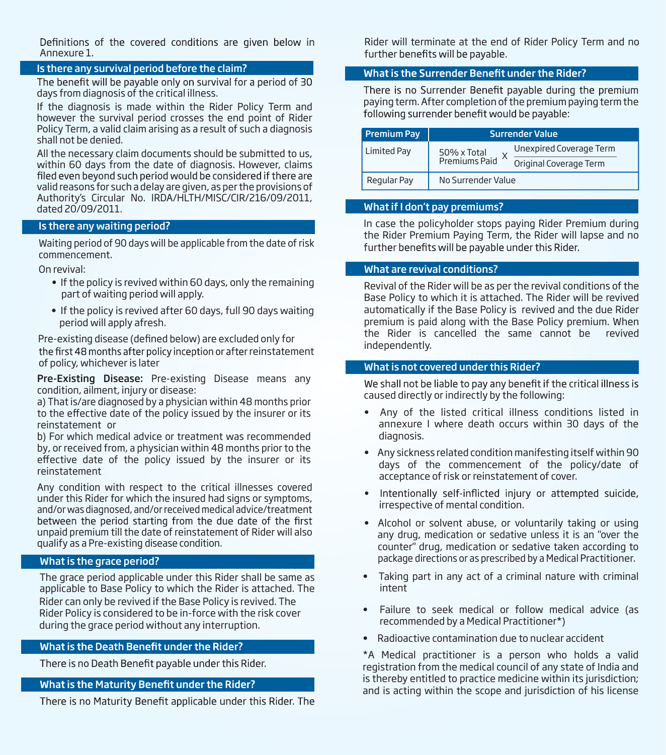Definitions of the covered conditions are given below in Annexure 1.

## Is there any survival period before the claim?

The benefit will be payable only on survival for a period of 30 days from diagnosis of the critical illness.

If the diagnosis is made within the Rider Policy Term and however the survival period crosses the end point of Rider Policy Term, a valid claim arising as a result of such a diagnosis shall not be denied.

All the necessary claim documents should be submitted to us, within 60 days from the date of diagnosis. However, claims filed even beyond such period would be considered if there are valid reasons for such a delay are given, as per the provisions of Authority's Circular No. IRDA/HLTH/MISC/CIR/216/09/2011, dated 20/09/2011.

## Is there any waiting period?

Waiting period of 90 days will be applicable from the date of risk commencement.

On revival:

- If the policy is revived within 60 days, only the remaining part of waiting period will apply.
- If the policy is revived after 60 days, full 90 days waiting period will apply afresh.

Pre-existing disease (defined below) are excluded only for the first 48 months after policy inception or after reinstatement of policy, whichever is later

**Pre-Existing Disease:** Pre-existing Disease means any condition, ailment, injury or disease:

a) That is/are diagnosed by a physician within 48 months prior to the effective date of the policy issued by the insurer or its reinstatement or

b) For which medical advice or treatment was recommended by, or received from, a physician within 48 months prior to the effective date of the policy issued by the insurer or its reinstatement

Any condition with respect to the critical illnesses covered under this Rider for which the insured had signs or symptoms, and/or was diagnosed, and/or received medical advice/treatment between the period starting from the due date of the first unpaid premium till the date of reinstatement of Rider will also qualify as a Pre-existing disease condition.

## What is the grace period?

The grace period applicable under this Rider shall be same as applicable to Base Policy to which the Rider is attached. The Rider can only be revived if the Base Policy is revived. The Rider Policy is considered to be in-force with the risk cover during the grace period without any interruption.

## What is the Death Benefit under the Rider?

There is no Death Benefit payable under this Rider.

## What is the Maturity Benefit under the Rider?

There is no Maturity Benefit applicable under this Rider. The Rider will terminate at the end of Rider Policy Term and no further benefits will be payable.

## What is the Surrender Benefit under the Rider?

There is no Surrender Benefit payable during the premium paying term. After completion of the premium paying term the following surrender benefit would be payable:

| Premium Pay | Surrender Value |
|---|---|
| Limited Pay | $50\% \times \text{Total Premiums Paid} \times \frac{\text{Unexpired Coverage Term}}{\text{Original Coverage Term}}$ |
| Regular Pay | No Surrender Value |

## What if I don't pay premiums?

In case the policyholder stops paying Rider Premium during the Rider Premium Paying Term, the Rider will lapse and no further benefits will be payable under this Rider.

## What are revival conditions?

Revival of the Rider will be as per the revival conditions of the Base Policy to which it is attached. The Rider will be revived automatically if the Base Policy is revived and the due Rider premium is paid along with the Base Policy premium. When the Rider is cancelled the same cannot be revived independently.

## What is not covered under this Rider?

We shall not be liable to pay any benefit if the critical illness is caused directly or indirectly by the following:

- Any of the listed critical illness conditions listed in annexure I where death occurs within 30 days of the diagnosis.
- Any sickness related condition manifesting itself within 90 days of the commencement of the policy/date of acceptance of risk or reinstatement of cover.
- Intentionally self-inflicted injury or attempted suicide, irrespective of mental condition.
- Alcohol or solvent abuse, or voluntarily taking or using any drug, medication or sedative unless it is an "over the counter" drug, medication or sedative taken according to package directions or as prescribed by a Medical Practitioner.
- Taking part in any act of a criminal nature with criminal intent
- Failure to seek medical or follow medical advice (as recommended by a Medical Practitioner*)
- Radioactive contamination due to nuclear accident

*A Medical practitioner is a person who holds a valid registration from the medical council of any state of India and is thereby entitled to practice medicine within its jurisdiction; and is acting within the scope and jurisdiction of his license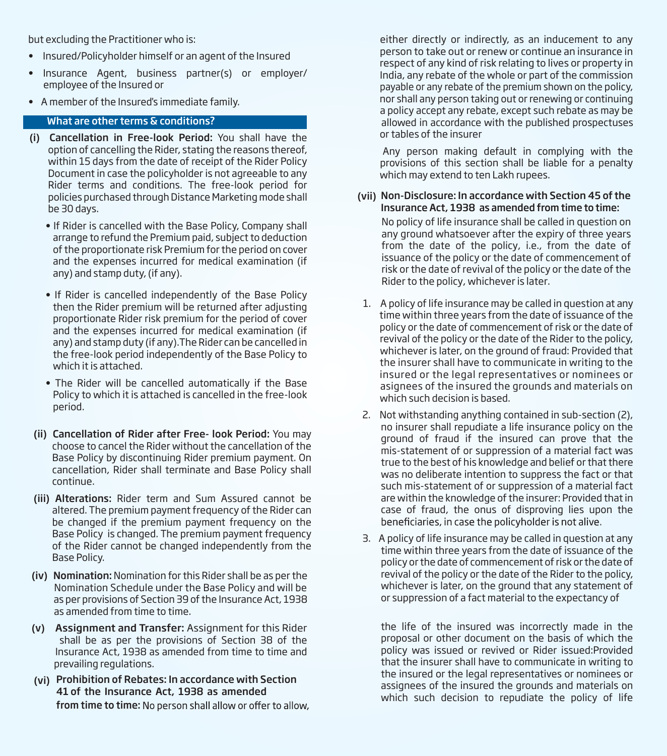but excluding the Practitioner who is:

- Insured/Policyholder himself or an agent of the Insured
- Insurance Agent, business partner(s) or employer/ employee of the Insured or
- A member of the Insured's immediate family.

## What are other terms & conditions?

**(i) Cancellation in Free-look Period:** You shall have the option of cancelling the Rider, stating the reasons thereof, within 15 days from the date of receipt of the Rider Policy Document in case the policyholder is not agreeable to any Rider terms and conditions. The free-look period for policies purchased through Distance Marketing mode shall be 30 days.

- If Rider is cancelled with the Base Policy, Company shall arrange to refund the Premium paid, subject to deduction of the proportionate risk Premium for the period on cover and the expenses incurred for medical examination (if any) and stamp duty, (if any).
- If Rider is cancelled independently of the Base Policy then the Rider premium will be returned after adjusting proportionate Rider risk premium for the period of cover and the expenses incurred for medical examination (if any) and stamp duty (if any).The Rider can be cancelled in the free-look period independently of the Base Policy to which it is attached.
- The Rider will be cancelled automatically if the Base Policy to which it is attached is cancelled in the free-look period.

**(ii) Cancellation of Rider after Free- look Period:** You may choose to cancel the Rider without the cancellation of the Base Policy by discontinuing Rider premium payment. On cancellation, Rider shall terminate and Base Policy shall continue.

**(iii) Alterations:** Rider term and Sum Assured cannot be altered. The premium payment frequency of the Rider can be changed if the premium payment frequency on the Base Policy is changed. The premium payment frequency of the Rider cannot be changed independently from the Base Policy.

**(iv) Nomination:** Nomination for this Rider shall be as per the Nomination Schedule under the Base Policy and will be as per provisions of Section 39 of the Insurance Act, 1938 as amended from time to time.

**(v) Assignment and Transfer:** Assignment for this Rider shall be as per the provisions of Section 38 of the Insurance Act, 1938 as amended from time to time and prevailing regulations.

**(vi) Prohibition of Rebates: In accordance with Section 41 of the Insurance Act, 1938 as amended from time to time:** No person shall allow or offer to allow, either directly or indirectly, as an inducement to any person to take out or renew or continue an insurance in respect of any kind of risk relating to lives or property in India, any rebate of the whole or part of the commission payable or any rebate of the premium shown on the policy, nor shall any person taking out or renewing or continuing a policy accept any rebate, except such rebate as may be allowed in accordance with the published prospectuses or tables of the insurer

Any person making default in complying with the provisions of this section shall be liable for a penalty which may extend to ten Lakh rupees.

**(vii) Non-Disclosure: In accordance with Section 45 of the Insurance Act, 1938 as amended from time to time:**

No policy of life insurance shall be called in question on any ground whatsoever after the expiry of three years from the date of the policy, i.e., from the date of issuance of the policy or the date of commencement of risk or the date of revival of the policy or the date of the Rider to the policy, whichever is later.

1. A policy of life insurance may be called in question at any time within three years from the date of issuance of the policy or the date of commencement of risk or the date of revival of the policy or the date of the Rider to the policy, whichever is later, on the ground of fraud: Provided that the insurer shall have to communicate in writing to the insured or the legal representatives or nominees or asignees of the insured the grounds and materials on which such decision is based.
2. Not withstanding anything contained in sub-section (2), no insurer shall repudiate a life insurance policy on the ground of fraud if the insured can prove that the mis-statement of or suppression of a material fact was true to the best of his knowledge and belief or that there was no deliberate intention to suppress the fact or that such mis-statement of or suppression of a material fact are within the knowledge of the insurer: Provided that in case of fraud, the onus of disproving lies upon the beneficiaries, in case the policyholder is not alive.
3. A policy of life insurance may be called in question at any time within three years from the date of issuance of the policy or the date of commencement of risk or the date of revival of the policy or the date of the Rider to the policy, whichever is later, on the ground that any statement of or suppression of a fact material to the expectancy of the life of the insured was incorrectly made in the proposal or other document on the basis of which the policy was issued or revived or Rider issued:Provided that the insurer shall have to communicate in writing to the insured or the legal representatives or nominees or assignees of the insured the grounds and materials on which such decision to repudiate the policy of life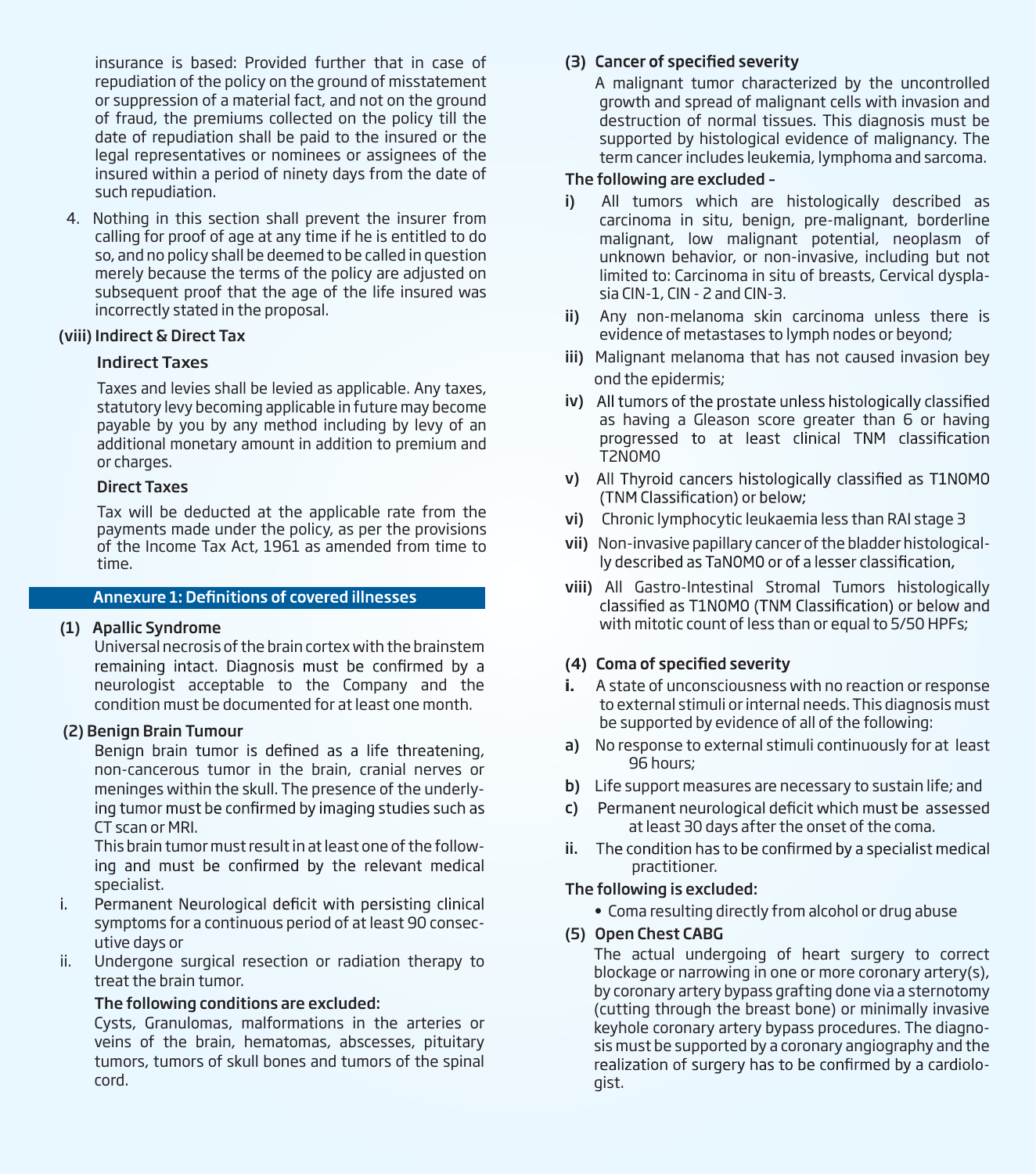insurance is based: Provided further that in case of repudiation of the policy on the ground of misstatement or suppression of a material fact, and not on the ground of fraud, the premiums collected on the policy till the date of repudiation shall be paid to the insured or the legal representatives or nominees or assignees of the insured within a period of ninety days from the date of such repudiation.

4. Nothing in this section shall prevent the insurer from calling for proof of age at any time if he is entitled to do so, and no policy shall be deemed to be called in question merely because the terms of the policy are adjusted on subsequent proof that the age of the life insured was incorrectly stated in the proposal.

**(viii) Indirect & Direct Tax**

**Indirect Taxes**

Taxes and levies shall be levied as applicable. Any taxes, statutory levy becoming applicable in future may become payable by you by any method including by levy of an additional monetary amount in addition to premium and or charges.

**Direct Taxes**

Tax will be deducted at the applicable rate from the payments made under the policy, as per the provisions of the Income Tax Act, 1961 as amended from time to time.

## Annexure 1: Definitions of covered illnesses

**(1) Apallic Syndrome**

Universal necrosis of the brain cortex with the brainstem remaining intact. Diagnosis must be confirmed by a neurologist acceptable to the Company and the condition must be documented for at least one month.

**(2) Benign Brain Tumour**

Benign brain tumor is defined as a life threatening, non-cancerous tumor in the brain, cranial nerves or meninges within the skull. The presence of the underlying tumor must be confirmed by imaging studies such as CT scan or MRI.

This brain tumor must result in at least one of the following and must be confirmed by the relevant medical specialist.

i. Permanent Neurological deficit with persisting clinical symptoms for a continuous period of at least 90 consecutive days or

ii. Undergone surgical resection or radiation therapy to treat the brain tumor.

**The following conditions are excluded:**

Cysts, Granulomas, malformations in the arteries or veins of the brain, hematomas, abscesses, pituitary tumors, tumors of skull bones and tumors of the spinal cord.

**(3) Cancer of specified severity**

A malignant tumor characterized by the uncontrolled growth and spread of malignant cells with invasion and destruction of normal tissues. This diagnosis must be supported by histological evidence of malignancy. The term cancer includes leukemia, lymphoma and sarcoma.

**The following are excluded –**

**i)** All tumors which are histologically described as carcinoma in situ, benign, pre-malignant, borderline malignant, low malignant potential, neoplasm of unknown behavior, or non-invasive, including but not limited to: Carcinoma in situ of breasts, Cervical dysplasia CIN-1, CIN - 2 and CIN-3.

**ii)** Any non-melanoma skin carcinoma unless there is evidence of metastases to lymph nodes or beyond;

**iii)** Malignant melanoma that has not caused invasion bey ond the epidermis;

**iv)** All tumors of the prostate unless histologically classified as having a Gleason score greater than 6 or having progressed to at least clinical TNM classification T2N0M0

**v)** All Thyroid cancers histologically classified as T1N0M0 (TNM Classification) or below;

**vi)** Chronic lymphocytic leukaemia less than RAI stage 3

**vii)** Non-invasive papillary cancer of the bladder histologically described as TaN0M0 or of a lesser classification,

**viii)** All Gastro-Intestinal Stromal Tumors histologically classified as T1N0M0 (TNM Classification) or below and with mitotic count of less than or equal to 5/50 HPFs;

**(4) Coma of specified severity**

**i.** A state of unconsciousness with no reaction or response to external stimuli or internal needs. This diagnosis must be supported by evidence of all of the following:

**a)** No response to external stimuli continuously for at least 96 hours;

**b)** Life support measures are necessary to sustain life; and

**c)** Permanent neurological deficit which must be assessed at least 30 days after the onset of the coma.

**ii.** The condition has to be confirmed by a specialist medical practitioner.

**The following is excluded:**

- Coma resulting directly from alcohol or drug abuse

**(5) Open Chest CABG**

The actual undergoing of heart surgery to correct blockage or narrowing in one or more coronary artery(s), by coronary artery bypass grafting done via a sternotomy (cutting through the breast bone) or minimally invasive keyhole coronary artery bypass procedures. The diagnosis must be supported by a coronary angiography and the realization of surgery has to be confirmed by a cardiologist.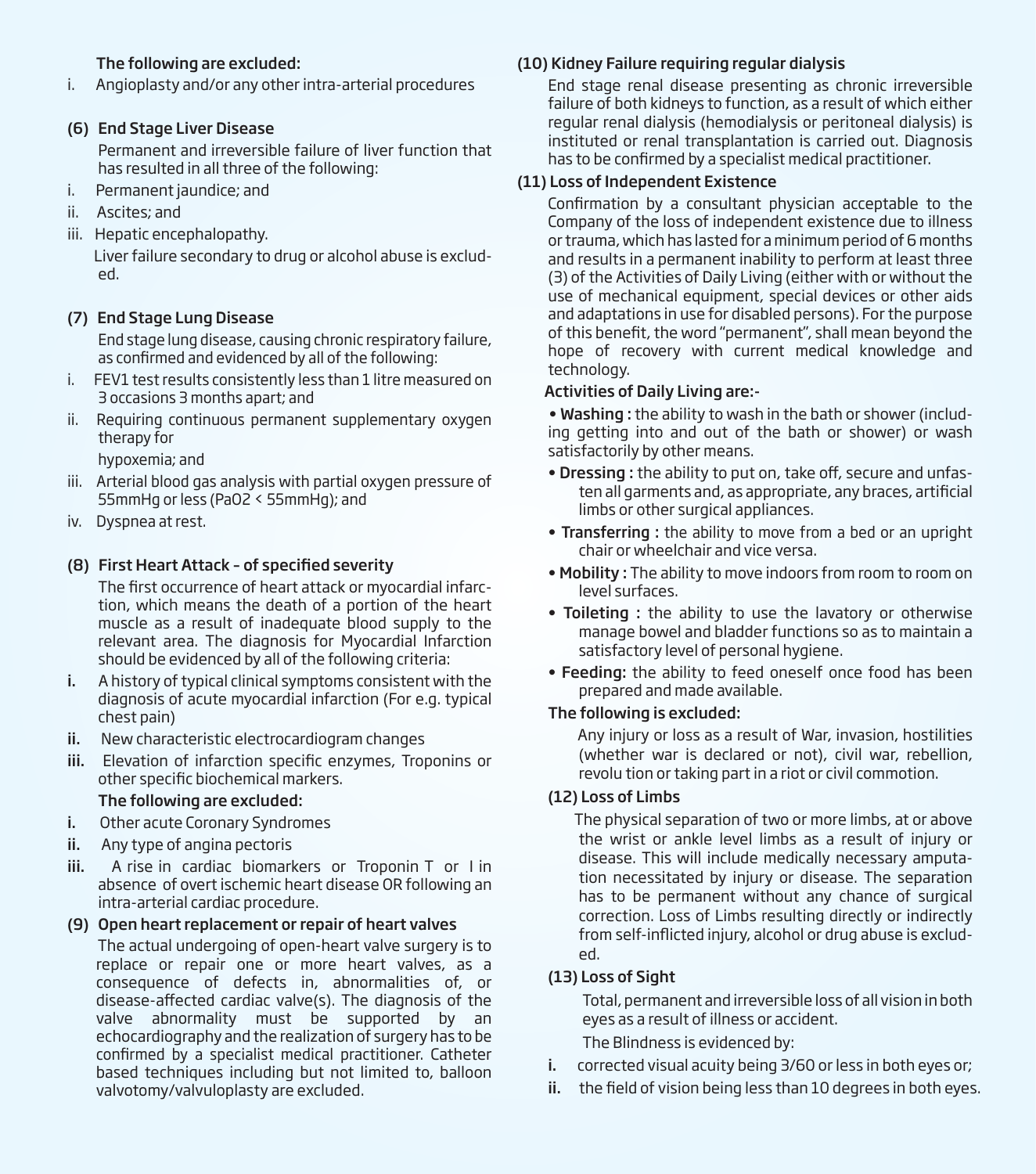**The following are excluded:**

i. Angioplasty and/or any other intra-arterial procedures

**(6) End Stage Liver Disease**

Permanent and irreversible failure of liver function that has resulted in all three of the following:

i. Permanent jaundice; and
ii. Ascites; and
iii. Hepatic encephalopathy.

Liver failure secondary to drug or alcohol abuse is excluded.

**(7) End Stage Lung Disease**

End stage lung disease, causing chronic respiratory failure, as confirmed and evidenced by all of the following:

i. FEV1 test results consistently less than 1 litre measured on 3 occasions 3 months apart; and
ii. Requiring continuous permanent supplementary oxygen therapy for hypoxemia; and
iii. Arterial blood gas analysis with partial oxygen pressure of 55mmHg or less ($PaO_2$ < 55mmHg); and
iv. Dyspnea at rest.

**(8) First Heart Attack – of specified severity**

The first occurrence of heart attack or myocardial infarction, which means the death of a portion of the heart muscle as a result of inadequate blood supply to the relevant area. The diagnosis for Myocardial Infarction should be evidenced by all of the following criteria:

**i.** A history of typical clinical symptoms consistent with the diagnosis of acute myocardial infarction (For e.g. typical chest pain)
**ii.** New characteristic electrocardiogram changes
**iii.** Elevation of infarction specific enzymes, Troponins or other specific biochemical markers.

**The following are excluded:**

**i.** Other acute Coronary Syndromes
**ii.** Any type of angina pectoris
**iii.** A rise in cardiac biomarkers or Troponin T or I in absence of overt ischemic heart disease OR following an intra-arterial cardiac procedure.

**(9) Open heart replacement or repair of heart valves**

The actual undergoing of open-heart valve surgery is to replace or repair one or more heart valves, as a consequence of defects in, abnormalities of, or disease-affected cardiac valve(s). The diagnosis of the valve abnormality must be supported by an echocardiography and the realization of surgery has to be confirmed by a specialist medical practitioner. Catheter based techniques including but not limited to, balloon valvotomy/valvuloplasty are excluded.

**(10) Kidney Failure requiring regular dialysis**

End stage renal disease presenting as chronic irreversible failure of both kidneys to function, as a result of which either regular renal dialysis (hemodialysis or peritoneal dialysis) is instituted or renal transplantation is carried out. Diagnosis has to be confirmed by a specialist medical practitioner.

**(11) Loss of Independent Existence**

Confirmation by a consultant physician acceptable to the Company of the loss of independent existence due to illness or trauma, which has lasted for a minimum period of 6 months and results in a permanent inability to perform at least three (3) of the Activities of Daily Living (either with or without the use of mechanical equipment, special devices or other aids and adaptations in use for disabled persons). For the purpose of this benefit, the word "permanent", shall mean beyond the hope of recovery with current medical knowledge and technology.

**Activities of Daily Living are:-**

- **Washing :** the ability to wash in the bath or shower (including getting into and out of the bath or shower) or wash satisfactorily by other means.
- **Dressing :** the ability to put on, take off, secure and unfasten all garments and, as appropriate, any braces, artificial limbs or other surgical appliances.
- **Transferring :** the ability to move from a bed or an upright chair or wheelchair and vice versa.
- **Mobility :** The ability to move indoors from room to room on level surfaces.
- **Toileting :** the ability to use the lavatory or otherwise manage bowel and bladder functions so as to maintain a satisfactory level of personal hygiene.
- **Feeding:** the ability to feed oneself once food has been prepared and made available.

**The following is excluded:**

Any injury or loss as a result of War, invasion, hostilities (whether war is declared or not), civil war, rebellion, revolu tion or taking part in a riot or civil commotion.

**(12) Loss of Limbs**

The physical separation of two or more limbs, at or above the wrist or ankle level limbs as a result of injury or disease. This will include medically necessary amputation necessitated by injury or disease. The separation has to be permanent without any chance of surgical correction. Loss of Limbs resulting directly or indirectly from self-inflicted injury, alcohol or drug abuse is excluded.

**(13) Loss of Sight**

Total, permanent and irreversible loss of all vision in both eyes as a result of illness or accident.

The Blindness is evidenced by:

**i.** corrected visual acuity being 3/60 or less in both eyes or;
**ii.** the field of vision being less than 10 degrees in both eyes.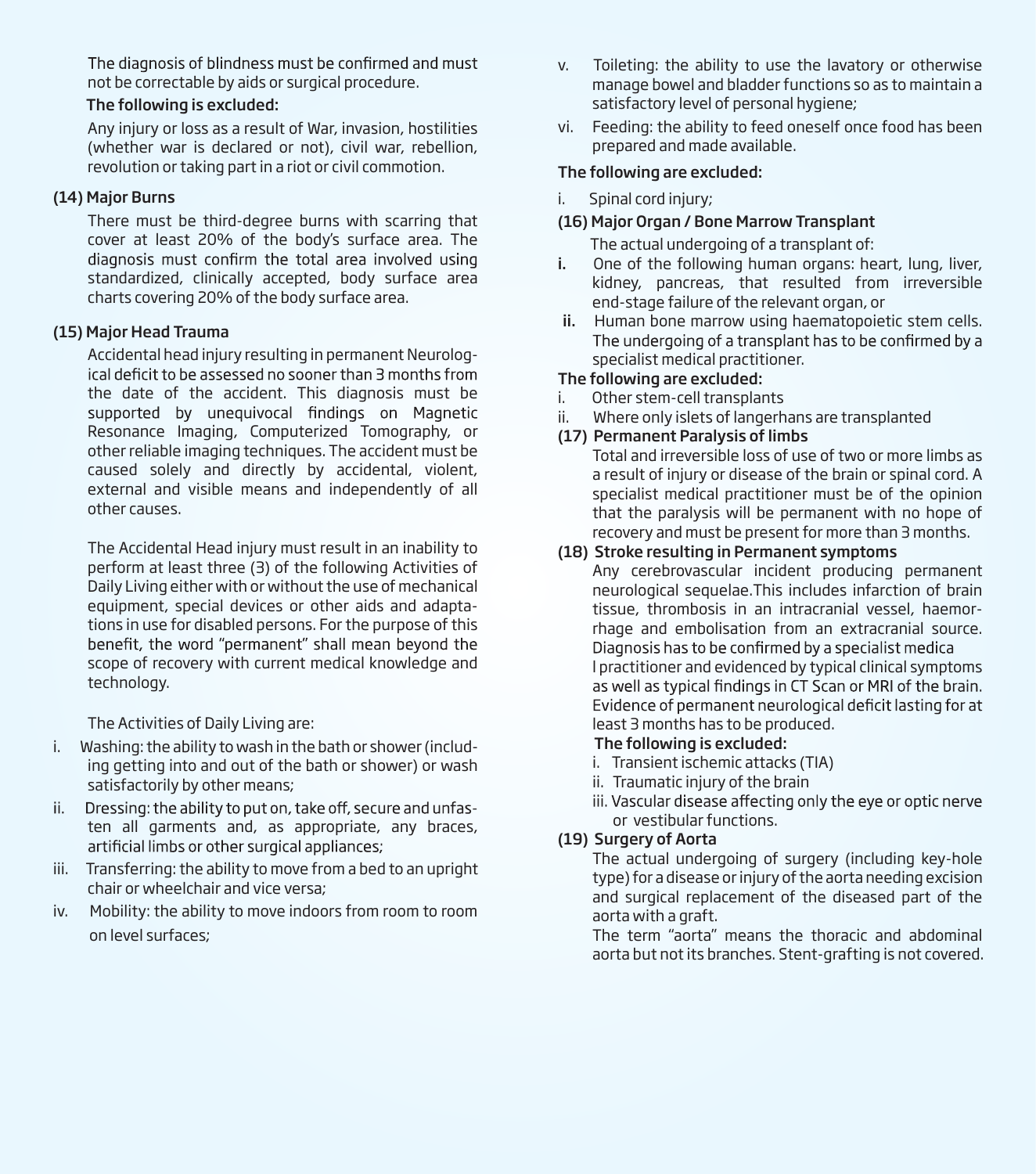The diagnosis of blindness must be confirmed and must not be correctable by aids or surgical procedure.

**The following is excluded:**

Any injury or loss as a result of War, invasion, hostilities (whether war is declared or not), civil war, rebellion, revolution or taking part in a riot or civil commotion.

### (14) Major Burns

There must be third-degree burns with scarring that cover at least 20% of the body's surface area. The diagnosis must confirm the total area involved using standardized, clinically accepted, body surface area charts covering 20% of the body surface area.

### (15) Major Head Trauma

Accidental head injury resulting in permanent Neurological deficit to be assessed no sooner than 3 months from the date of the accident. This diagnosis must be supported by unequivocal findings on Magnetic Resonance Imaging, Computerized Tomography, or other reliable imaging techniques. The accident must be caused solely and directly by accidental, violent, external and visible means and independently of all other causes.

The Accidental Head injury must result in an inability to perform at least three (3) of the following Activities of Daily Living either with or without the use of mechanical equipment, special devices or other aids and adaptations in use for disabled persons. For the purpose of this benefit, the word "permanent" shall mean beyond the scope of recovery with current medical knowledge and technology.

The Activities of Daily Living are:

i. Washing: the ability to wash in the bath or shower (including getting into and out of the bath or shower) or wash satisfactorily by other means;
ii. Dressing: the ability to put on, take off, secure and unfasten all garments and, as appropriate, any braces, artificial limbs or other surgical appliances;
iii. Transferring: the ability to move from a bed to an upright chair or wheelchair and vice versa;
iv. Mobility: the ability to move indoors from room to room on level surfaces;
v. Toileting: the ability to use the lavatory or otherwise manage bowel and bladder functions so as to maintain a satisfactory level of personal hygiene;
vi. Feeding: the ability to feed oneself once food has been prepared and made available.

**The following are excluded:**

i. Spinal cord injury;

### (16) Major Organ / Bone Marrow Transplant

The actual undergoing of a transplant of:

i. One of the following human organs: heart, lung, liver, kidney, pancreas, that resulted from irreversible end-stage failure of the relevant organ, or
ii. Human bone marrow using haematopoietic stem cells. The undergoing of a transplant has to be confirmed by a specialist medical practitioner.

**The following are excluded:**

i. Other stem-cell transplants
ii. Where only islets of langerhans are transplanted

### (17) Permanent Paralysis of limbs

Total and irreversible loss of use of two or more limbs as a result of injury or disease of the brain or spinal cord. A specialist medical practitioner must be of the opinion that the paralysis will be permanent with no hope of recovery and must be present for more than 3 months.

### (18) Stroke resulting in Permanent symptoms

Any cerebrovascular incident producing permanent neurological sequelae.This includes infarction of brain tissue, thrombosis in an intracranial vessel, haemorrhage and embolisation from an extracranial source. Diagnosis has to be confirmed by a specialist medical practitioner and evidenced by typical clinical symptoms as well as typical findings in CT Scan or MRI of the brain. Evidence of permanent neurological deficit lasting for at least 3 months has to be produced.

**The following is excluded:**

i. Transient ischemic attacks (TIA)
ii. Traumatic injury of the brain
iii. Vascular disease affecting only the eye or optic nerve or vestibular functions.

### (19) Surgery of Aorta

The actual undergoing of surgery (including key-hole type) for a disease or injury of the aorta needing excision and surgical replacement of the diseased part of the aorta with a graft.

The term "aorta" means the thoracic and abdominal aorta but not its branches. Stent-grafting is not covered.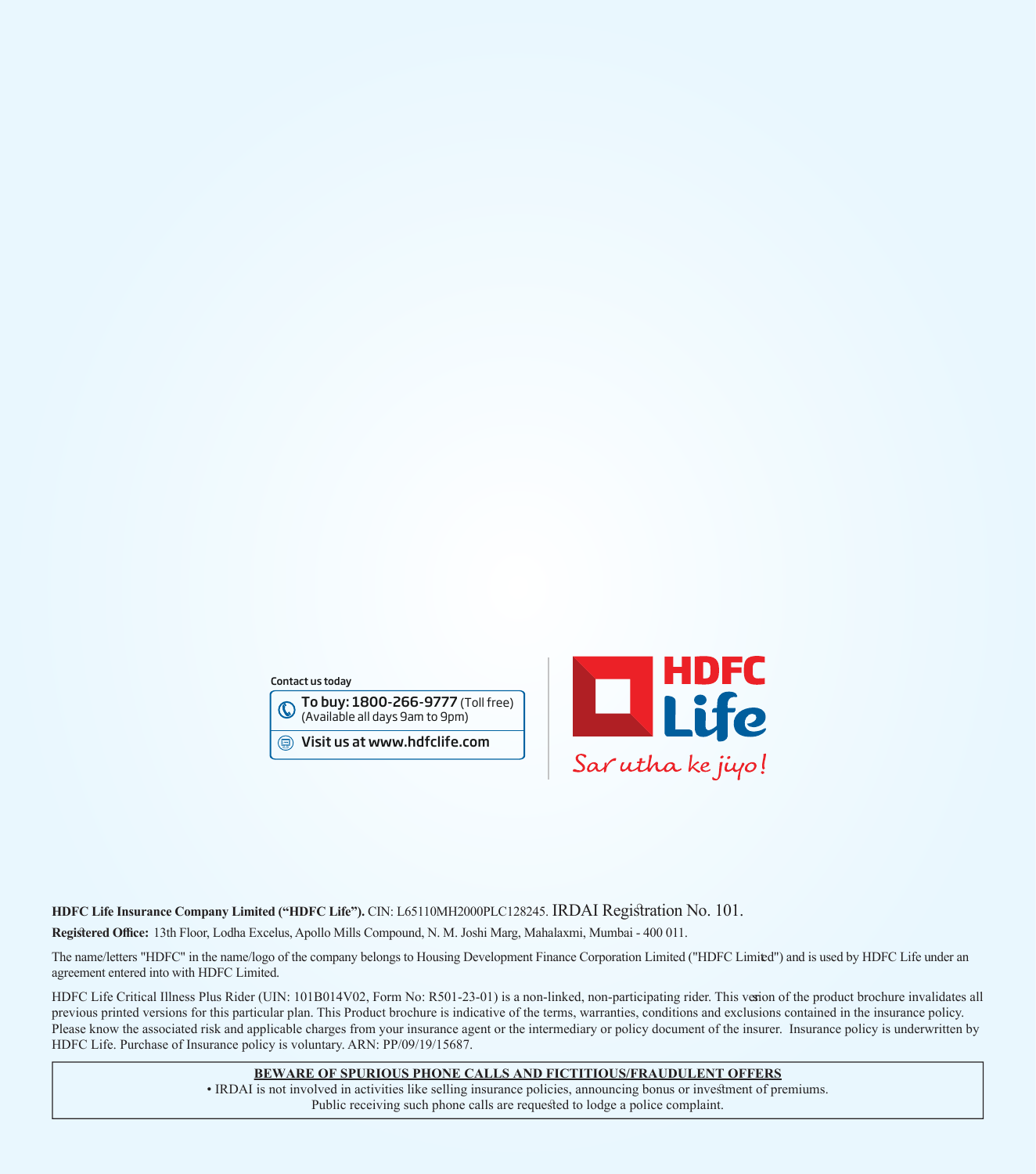Contact us today

**To buy: 1800-266-9777** (Toll free)
(Available all days 9am to 9pm)

**Visit us at www.hdfclife.com**

HDFC Life

*Sar utha ke jiyo!*

**HDFC Life Insurance Company Limited ("HDFC Life").** CIN: L65110MH2000PLC128245. IRDAI Registration No. 101.

**Registered Office:** 13th Floor, Lodha Excelus, Apollo Mills Compound, N. M. Joshi Marg, Mahalaxmi, Mumbai - 400 011.

The name/letters "HDFC" in the name/logo of the company belongs to Housing Development Finance Corporation Limited ("HDFC Limited") and is used by HDFC Life under an agreement entered into with HDFC Limited.

HDFC Life Critical Illness Plus Rider (UIN: 101B014V02, Form No: R501-23-01) is a non-linked, non-participating rider. This version of the product brochure invalidates all previous printed versions for this particular plan. This Product brochure is indicative of the terms, warranties, conditions and exclusions contained in the insurance policy. Please know the associated risk and applicable charges from your insurance agent or the intermediary or policy document of the insurer. Insurance policy is underwritten by HDFC Life. Purchase of Insurance policy is voluntary. ARN: PP/09/19/15687.

**BEWARE OF SPURIOUS PHONE CALLS AND FICTITIOUS/FRAUDULENT OFFERS**

• IRDAI is not involved in activities like selling insurance policies, announcing bonus or investment of premiums. Public receiving such phone calls are requested to lodge a police complaint.